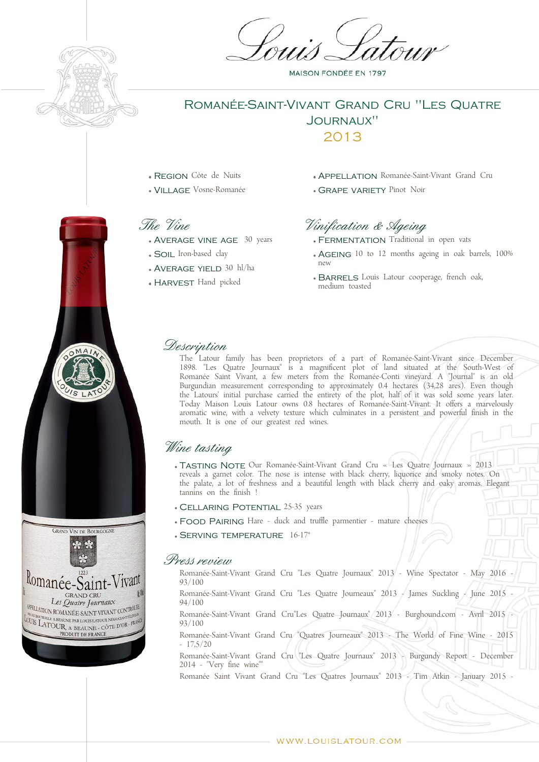# Louis Latour

MAISON FONDÉE EN 1797

## Romanée-Saint-Vivant Grand Cru "Les Quatre Journaux"

## 2013

- **Region** Côte de Nuits
- **Village** Vosne-Romanée
- **Appellation** Romanée-Saint-Vivant Grand Cru
- **Grape variety** Pinot Noir

### *The Vine*

- **Average vine age** 30 years
- **Soil** Iron-based clay
- **Average yield** 30 hl/ha
- **Harvest** Hand picked

### *Vinification & Ageing*

- **Fermentation** Traditional in open vats
- **Ageing** 10 to 12 months ageing in oak barrels, 100% new
- **Barrels** Louis Latour cooperage, french oak, medium toasted

### *Description*

The Latour family has been proprietors of a part of Romanée-Saint-Vivant since December 1898. "Les Quatre Journaux" is a magnificent plot of land situated at the South-West of Romanée Saint Vivant, a few meters from the Romanée-Conti vineyard. A "Journal" is an old Burgundian measurement corresponding to approximately 0.4 hectares (34,28 ares). Even though the Latours' initial purchase carried the entirety of the plot, half of it was sold some years later. Today Maison Louis Latour owns 0.8 hectares of Romanée-Saint-Vivant. It offers a marvelously aromatic wine, with a velvety texture which culminates in a persistent and powerful finish in the mouth. It is one of our greatest red wines.

### *Wine tasting*

- **Tasting Note** Our Romanée-Saint-Vivant Grand Cru « Les Quatre Journaux » 2013 reveals a garnet color. The nose is intense with black cherry, liquorice and smoky notes. On the palate, a lot of freshness and a beautiful length with black cherry and oaky aromas. Elegant tannins on the finish !
- **Cellaring Potential** 25-35 years
- **Food Pairing** Hare - duck and truffle parmentier - mature cheeses
- **Serving temperature** 16-17°

### *Press review*

Romanée-Saint-Vivant Grand Cru "Les Quatre Journaux" 2013 - Wine Spectator - May 2016 - 93/100

Romanée-Saint-Vivant Grand Cru "Les Quatre Journeaux" 2013 - James Suckling - June 2015 - 94/100

Romanée-Saint-Vivant Grand Cru"Les Quatre Journaux" 2013 - Burghound.com - Avril 2015 - 93/100

Romanée-Saint-Vivant Grand Cru "Quatres Journeaux" 2013 - The World of Fine Wine - 2015 - 17,5/20

Romanée-Saint-Vivant Grand Cru "Les Quatre Journaux" 2013 - Burgundy Report - December 2014 - "Very fine wine""

Romanée Saint Vivant Grand Cru "Les Quatres Journaux" 2013 - Tim Atkin - January 2015 -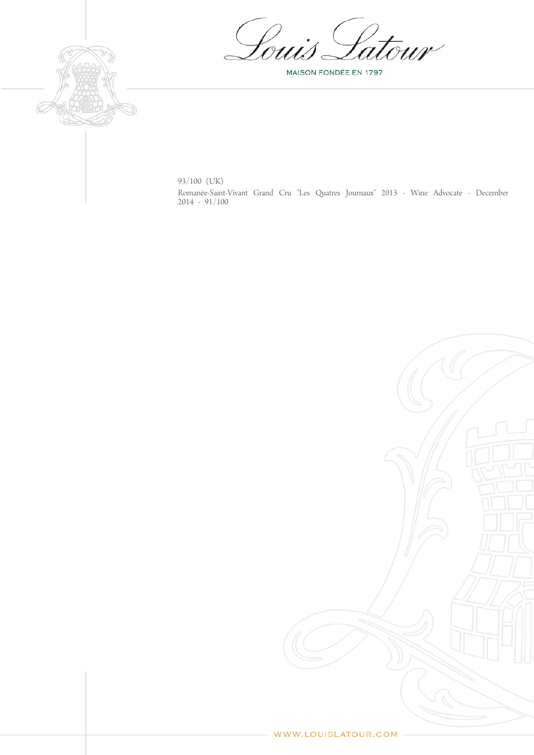93/100 (UK)

Romanée-Saint-Vivant Grand Cru "Les Quatres Journaux" 2013 - Wine Advocate - December 2014 - 91/100